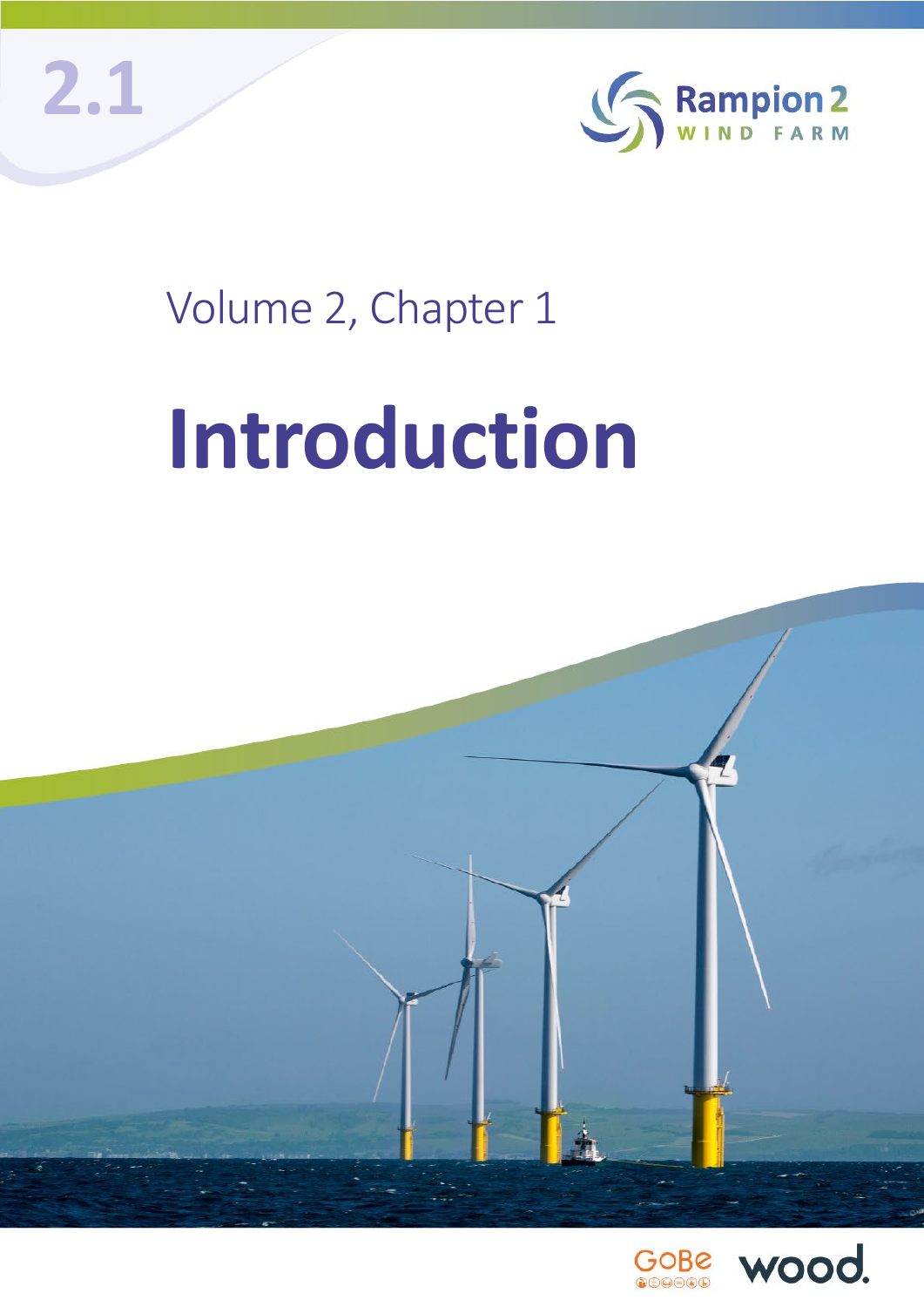2.1

Rampion 2
WIND FARM

Volume 2, Chapter 1

# Introduction

GoBe

wood.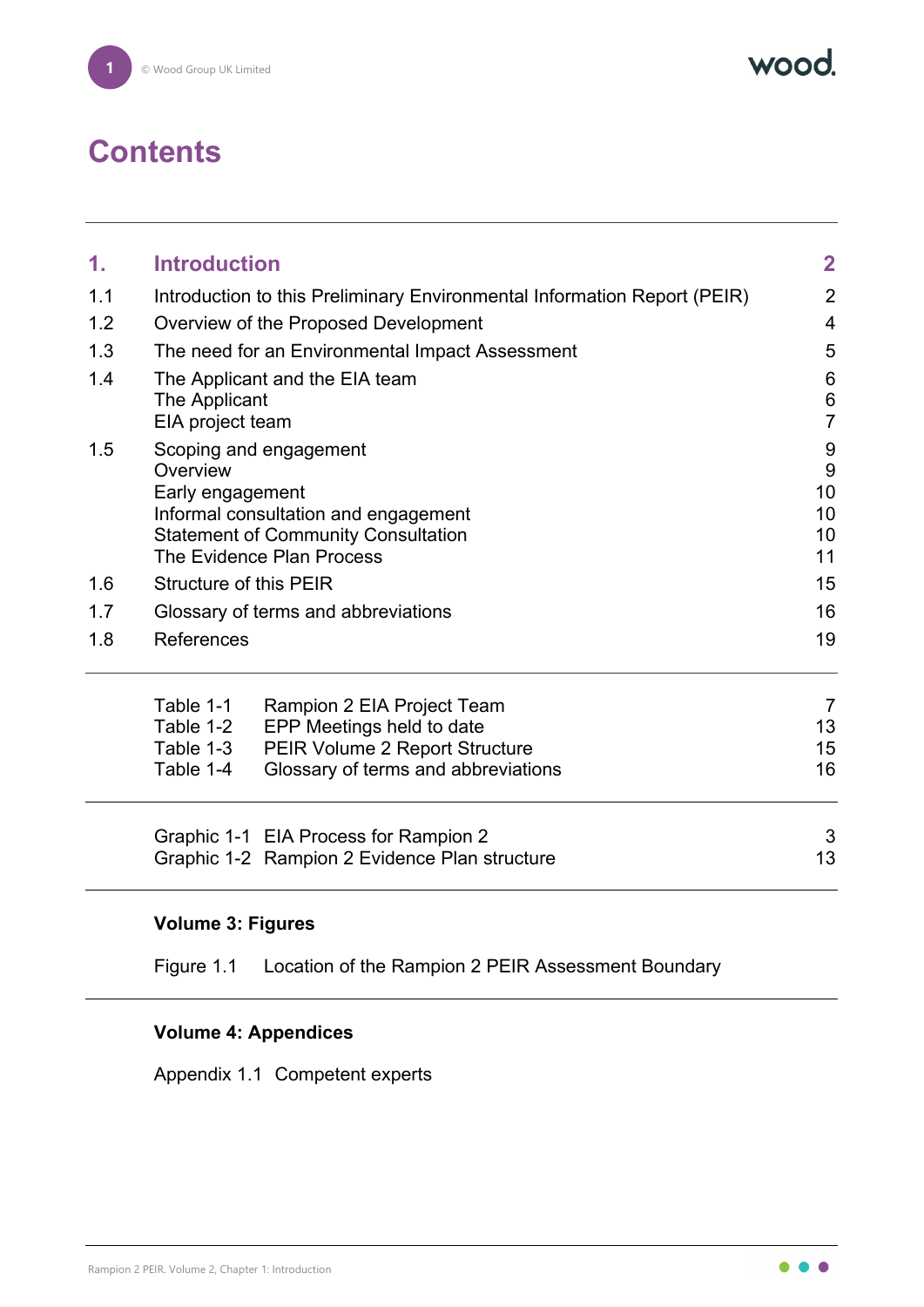# Contents

| | | |
|---|---|---|
| **1.** | **Introduction** | **2** |
| 1.1 | Introduction to this Preliminary Environmental Information Report (PEIR) | 2 |
| 1.2 | Overview of the Proposed Development | 4 |
| 1.3 | The need for an Environmental Impact Assessment | 5 |
| 1.4 | The Applicant and the EIA team | 6 |
| | The Applicant | 6 |
| | EIA project team | 7 |
| 1.5 | Scoping and engagement | 9 |
| | Overview | 9 |
| | Early engagement | 10 |
| | Informal consultation and engagement | 10 |
| | Statement of Community Consultation | 10 |
| | The Evidence Plan Process | 11 |
| 1.6 | Structure of this PEIR | 15 |
| 1.7 | Glossary of terms and abbreviations | 16 |
| 1.8 | References | 19 |

| | | |
|---|---|---|
| Table 1-1 | Rampion 2 EIA Project Team | 7 |
| Table 1-2 | EPP Meetings held to date | 13 |
| Table 1-3 | PEIR Volume 2 Report Structure | 15 |
| Table 1-4 | Glossary of terms and abbreviations | 16 |

| | | |
|---|---|---|
| Graphic 1-1 | EIA Process for Rampion 2 | 3 |
| Graphic 1-2 | Rampion 2 Evidence Plan structure | 13 |

**Volume 3: Figures**

Figure 1.1 Location of the Rampion 2 PEIR Assessment Boundary

**Volume 4: Appendices**

Appendix 1.1 Competent experts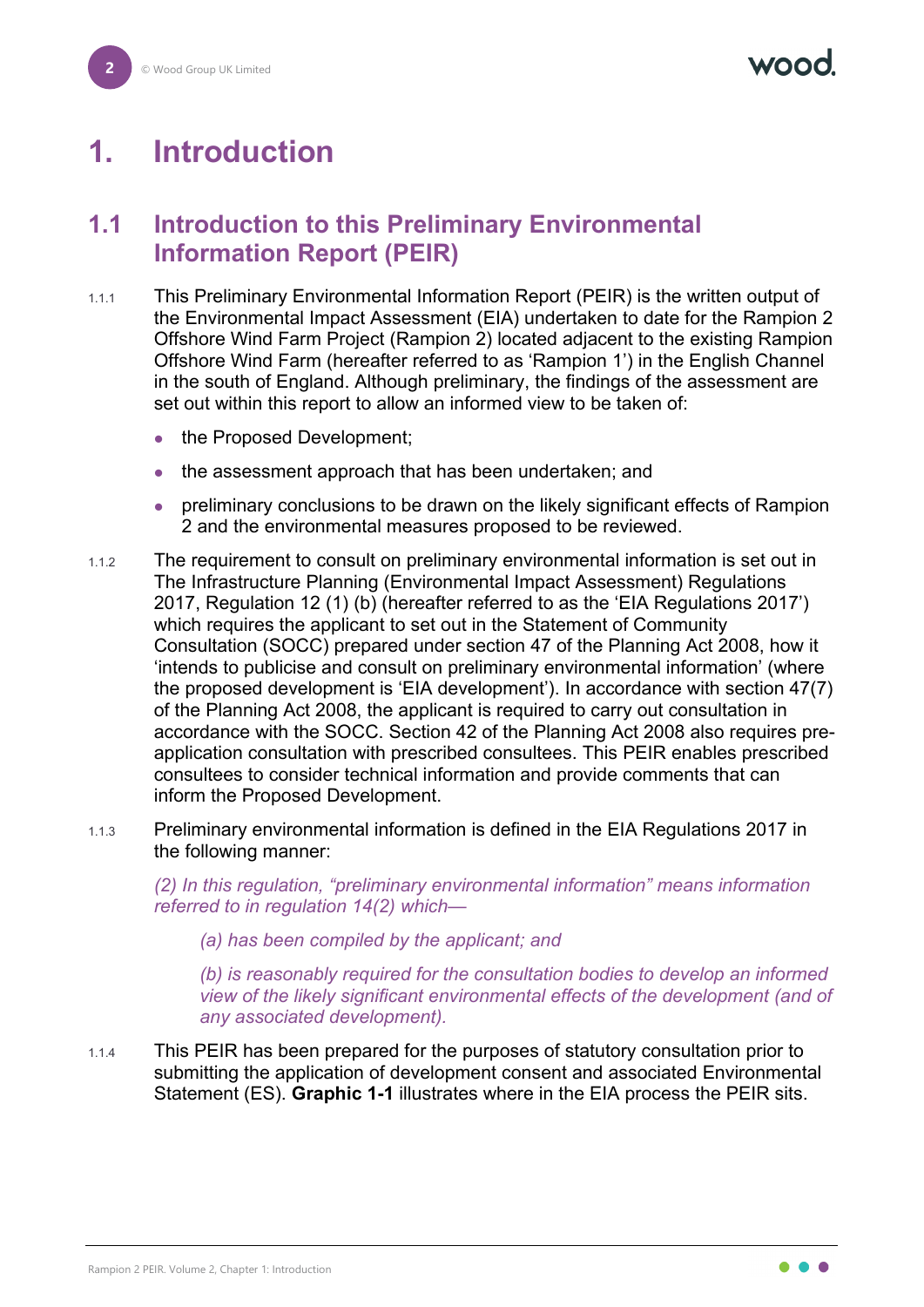# 1. Introduction

## 1.1 Introduction to this Preliminary Environmental Information Report (PEIR)

1.1.1 This Preliminary Environmental Information Report (PEIR) is the written output of the Environmental Impact Assessment (EIA) undertaken to date for the Rampion 2 Offshore Wind Farm Project (Rampion 2) located adjacent to the existing Rampion Offshore Wind Farm (hereafter referred to as 'Rampion 1') in the English Channel in the south of England. Although preliminary, the findings of the assessment are set out within this report to allow an informed view to be taken of:

- the Proposed Development;
- the assessment approach that has been undertaken; and
- preliminary conclusions to be drawn on the likely significant effects of Rampion 2 and the environmental measures proposed to be reviewed.

1.1.2 The requirement to consult on preliminary environmental information is set out in The Infrastructure Planning (Environmental Impact Assessment) Regulations 2017, Regulation 12 (1) (b) (hereafter referred to as the 'EIA Regulations 2017') which requires the applicant to set out in the Statement of Community Consultation (SOCC) prepared under section 47 of the Planning Act 2008, how it 'intends to publicise and consult on preliminary environmental information' (where the proposed development is 'EIA development'). In accordance with section 47(7) of the Planning Act 2008, the applicant is required to carry out consultation in accordance with the SOCC. Section 42 of the Planning Act 2008 also requires pre-application consultation with prescribed consultees. This PEIR enables prescribed consultees to consider technical information and provide comments that can inform the Proposed Development.

1.1.3 Preliminary environmental information is defined in the EIA Regulations 2017 in the following manner:

*(2) In this regulation, "preliminary environmental information" means information referred to in regulation 14(2) which—*

> *(a) has been compiled by the applicant; and*
>
> *(b) is reasonably required for the consultation bodies to develop an informed view of the likely significant environmental effects of the development (and of any associated development).*

1.1.4 This PEIR has been prepared for the purposes of statutory consultation prior to submitting the application of development consent and associated Environmental Statement (ES). **Graphic 1-1** illustrates where in the EIA process the PEIR sits.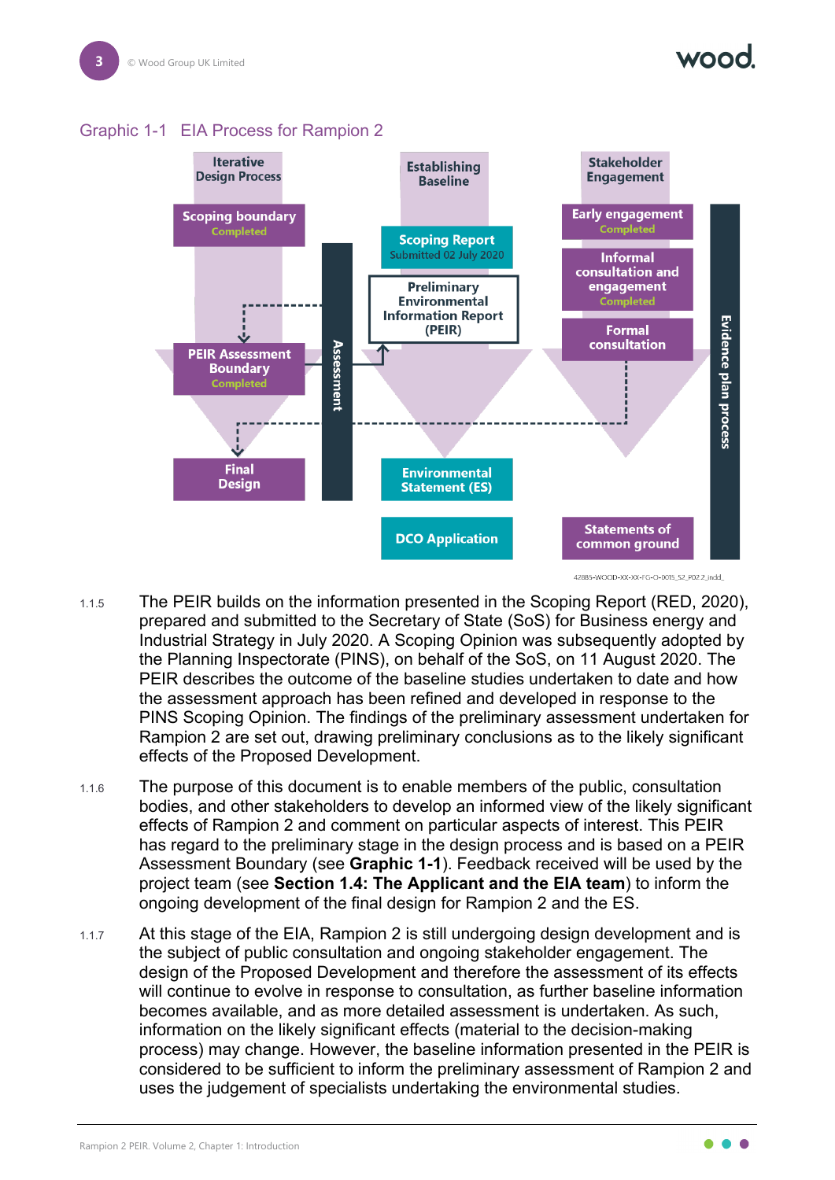Graphic 1-1 EIA Process for Rampion 2

| Iterative Design Process | | Establishing Baseline | Stakeholder Engagement | |
|---|---|---|---|---|
| Scoping boundary (Completed) | Assessment | Scoping Report (Submitted 02 July 2020) | Early engagement (Completed) | Evidence plan process |
| PEIR Assessment Boundary (Completed) | | Preliminary Environmental Information Report (PEIR) | Informal consultation and engagement (Completed) | |
| Final Design | | Environmental Statement (ES) | Formal consultation | |
| | | DCO Application | Statements of common ground | |

42885-WOOD-XX-XX-FG-O-0015_S2_P02.2_indd_

1.1.5 The PEIR builds on the information presented in the Scoping Report (RED, 2020), prepared and submitted to the Secretary of State (SoS) for Business energy and Industrial Strategy in July 2020. A Scoping Opinion was subsequently adopted by the Planning Inspectorate (PINS), on behalf of the SoS, on 11 August 2020. The PEIR describes the outcome of the baseline studies undertaken to date and how the assessment approach has been refined and developed in response to the PINS Scoping Opinion. The findings of the preliminary assessment undertaken for Rampion 2 are set out, drawing preliminary conclusions as to the likely significant effects of the Proposed Development.

1.1.6 The purpose of this document is to enable members of the public, consultation bodies, and other stakeholders to develop an informed view of the likely significant effects of Rampion 2 and comment on particular aspects of interest. This PEIR has regard to the preliminary stage in the design process and is based on a PEIR Assessment Boundary (see **Graphic 1-1**). Feedback received will be used by the project team (see **Section 1.4: The Applicant and the EIA team**) to inform the ongoing development of the final design for Rampion 2 and the ES.

1.1.7 At this stage of the EIA, Rampion 2 is still undergoing design development and is the subject of public consultation and ongoing stakeholder engagement. The design of the Proposed Development and therefore the assessment of its effects will continue to evolve in response to consultation, as further baseline information becomes available, and as more detailed assessment is undertaken. As such, information on the likely significant effects (material to the decision-making process) may change. However, the baseline information presented in the PEIR is considered to be sufficient to inform the preliminary assessment of Rampion 2 and uses the judgement of specialists undertaking the environmental studies.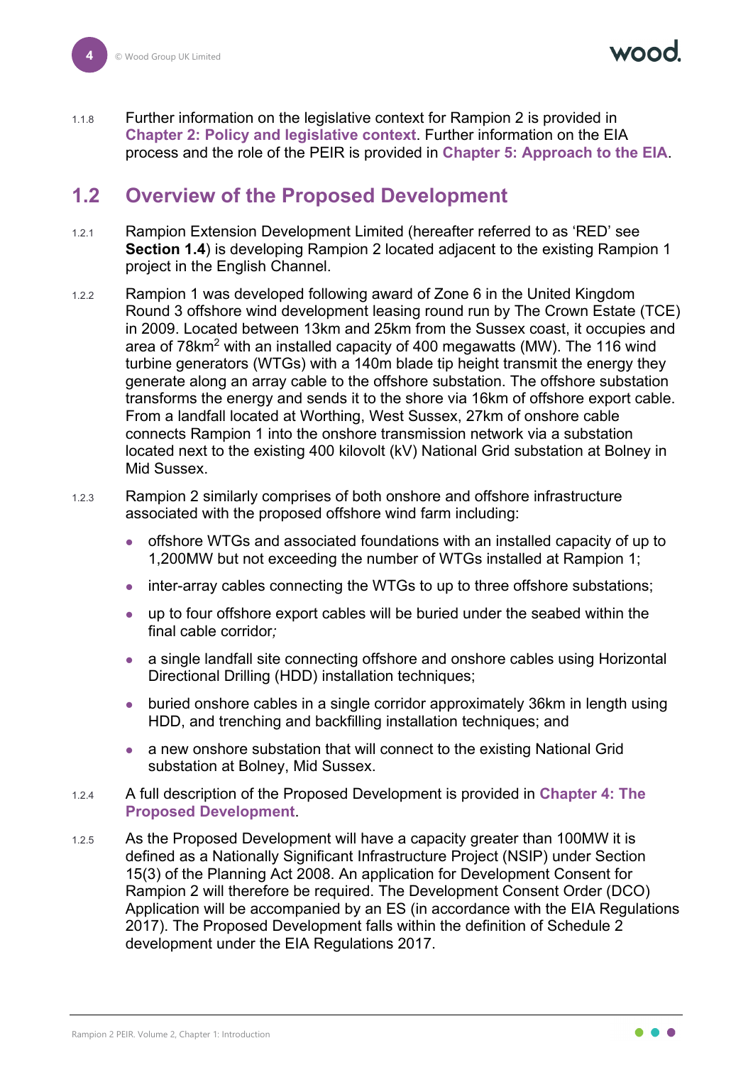1.1.8 Further information on the legislative context for Rampion 2 is provided in **Chapter 2: Policy and legislative context**. Further information on the EIA process and the role of the PEIR is provided in **Chapter 5: Approach to the EIA**.

## 1.2 Overview of the Proposed Development

1.2.1 Rampion Extension Development Limited (hereafter referred to as 'RED' see **Section 1.4**) is developing Rampion 2 located adjacent to the existing Rampion 1 project in the English Channel.

1.2.2 Rampion 1 was developed following award of Zone 6 in the United Kingdom Round 3 offshore wind development leasing round run by The Crown Estate (TCE) in 2009. Located between 13km and 25km from the Sussex coast, it occupies and area of 78km$^2$ with an installed capacity of 400 megawatts (MW). The 116 wind turbine generators (WTGs) with a 140m blade tip height transmit the energy they generate along an array cable to the offshore substation. The offshore substation transforms the energy and sends it to the shore via 16km of offshore export cable. From a landfall located at Worthing, West Sussex, 27km of onshore cable connects Rampion 1 into the onshore transmission network via a substation located next to the existing 400 kilovolt (kV) National Grid substation at Bolney in Mid Sussex.

1.2.3 Rampion 2 similarly comprises of both onshore and offshore infrastructure associated with the proposed offshore wind farm including:

- offshore WTGs and associated foundations with an installed capacity of up to 1,200MW but not exceeding the number of WTGs installed at Rampion 1;
- inter-array cables connecting the WTGs to up to three offshore substations;
- up to four offshore export cables will be buried under the seabed within the final cable corridor*;*
- a single landfall site connecting offshore and onshore cables using Horizontal Directional Drilling (HDD) installation techniques;
- buried onshore cables in a single corridor approximately 36km in length using HDD, and trenching and backfilling installation techniques; and
- a new onshore substation that will connect to the existing National Grid substation at Bolney, Mid Sussex.

1.2.4 A full description of the Proposed Development is provided in **Chapter 4: The Proposed Development**.

1.2.5 As the Proposed Development will have a capacity greater than 100MW it is defined as a Nationally Significant Infrastructure Project (NSIP) under Section 15(3) of the Planning Act 2008. An application for Development Consent for Rampion 2 will therefore be required. The Development Consent Order (DCO) Application will be accompanied by an ES (in accordance with the EIA Regulations 2017). The Proposed Development falls within the definition of Schedule 2 development under the EIA Regulations 2017.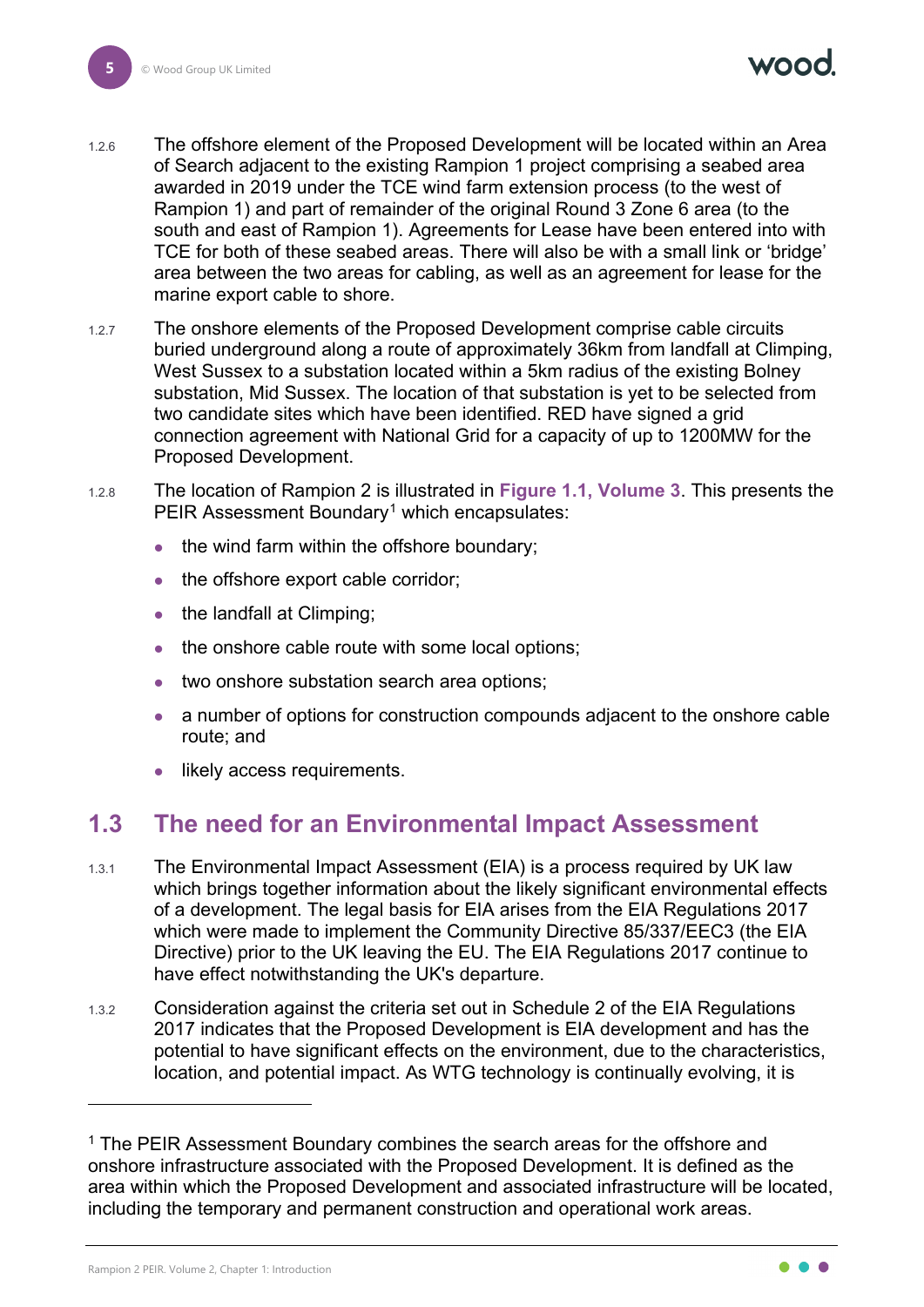1.2.6 The offshore element of the Proposed Development will be located within an Area of Search adjacent to the existing Rampion 1 project comprising a seabed area awarded in 2019 under the TCE wind farm extension process (to the west of Rampion 1) and part of remainder of the original Round 3 Zone 6 area (to the south and east of Rampion 1). Agreements for Lease have been entered into with TCE for both of these seabed areas. There will also be with a small link or 'bridge' area between the two areas for cabling, as well as an agreement for lease for the marine export cable to shore.

1.2.7 The onshore elements of the Proposed Development comprise cable circuits buried underground along a route of approximately 36km from landfall at Climping, West Sussex to a substation located within a 5km radius of the existing Bolney substation, Mid Sussex. The location of that substation is yet to be selected from two candidate sites which have been identified. RED have signed a grid connection agreement with National Grid for a capacity of up to 1200MW for the Proposed Development.

1.2.8 The location of Rampion 2 is illustrated in **Figure 1.1, Volume 3**. This presents the PEIR Assessment Boundary[1] which encapsulates:

- the wind farm within the offshore boundary;
- the offshore export cable corridor;
- the landfall at Climping;
- the onshore cable route with some local options;
- two onshore substation search area options;
- a number of options for construction compounds adjacent to the onshore cable route; and
- likely access requirements.

## 1.3 The need for an Environmental Impact Assessment

1.3.1 The Environmental Impact Assessment (EIA) is a process required by UK law which brings together information about the likely significant environmental effects of a development. The legal basis for EIA arises from the EIA Regulations 2017 which were made to implement the Community Directive 85/337/EEC3 (the EIA Directive) prior to the UK leaving the EU. The EIA Regulations 2017 continue to have effect notwithstanding the UK's departure.

1.3.2 Consideration against the criteria set out in Schedule 2 of the EIA Regulations 2017 indicates that the Proposed Development is EIA development and has the potential to have significant effects on the environment, due to the characteristics, location, and potential impact. As WTG technology is continually evolving, it is

---

[1] The PEIR Assessment Boundary combines the search areas for the offshore and onshore infrastructure associated with the Proposed Development. It is defined as the area within which the Proposed Development and associated infrastructure will be located, including the temporary and permanent construction and operational work areas.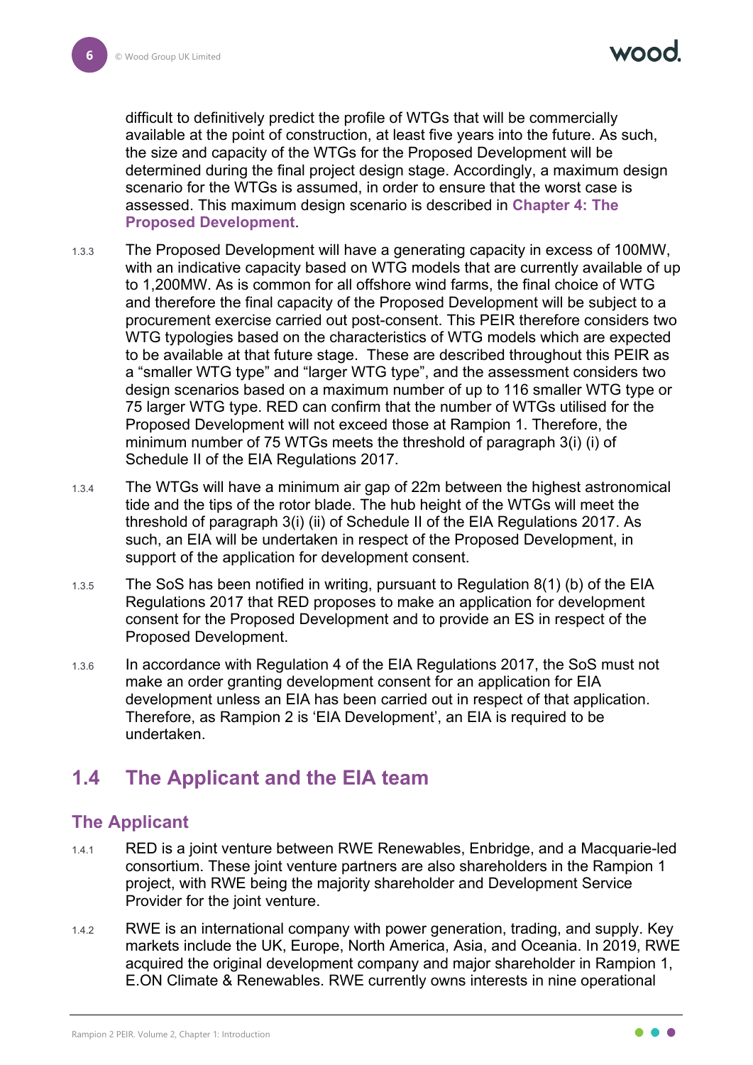difficult to definitively predict the profile of WTGs that will be commercially available at the point of construction, at least five years into the future. As such, the size and capacity of the WTGs for the Proposed Development will be determined during the final project design stage. Accordingly, a maximum design scenario for the WTGs is assumed, in order to ensure that the worst case is assessed. This maximum design scenario is described in **Chapter 4: The Proposed Development**.

1.3.3 The Proposed Development will have a generating capacity in excess of 100MW, with an indicative capacity based on WTG models that are currently available of up to 1,200MW. As is common for all offshore wind farms, the final choice of WTG and therefore the final capacity of the Proposed Development will be subject to a procurement exercise carried out post-consent. This PEIR therefore considers two WTG typologies based on the characteristics of WTG models which are expected to be available at that future stage. These are described throughout this PEIR as a "smaller WTG type" and "larger WTG type", and the assessment considers two design scenarios based on a maximum number of up to 116 smaller WTG type or 75 larger WTG type. RED can confirm that the number of WTGs utilised for the Proposed Development will not exceed those at Rampion 1. Therefore, the minimum number of 75 WTGs meets the threshold of paragraph 3(i) (i) of Schedule II of the EIA Regulations 2017.

1.3.4 The WTGs will have a minimum air gap of 22m between the highest astronomical tide and the tips of the rotor blade. The hub height of the WTGs will meet the threshold of paragraph 3(i) (ii) of Schedule II of the EIA Regulations 2017. As such, an EIA will be undertaken in respect of the Proposed Development, in support of the application for development consent.

1.3.5 The SoS has been notified in writing, pursuant to Regulation 8(1) (b) of the EIA Regulations 2017 that RED proposes to make an application for development consent for the Proposed Development and to provide an ES in respect of the Proposed Development.

1.3.6 In accordance with Regulation 4 of the EIA Regulations 2017, the SoS must not make an order granting development consent for an application for EIA development unless an EIA has been carried out in respect of that application. Therefore, as Rampion 2 is 'EIA Development', an EIA is required to be undertaken.

## 1.4 The Applicant and the EIA team

### The Applicant

1.4.1 RED is a joint venture between RWE Renewables, Enbridge, and a Macquarie-led consortium. These joint venture partners are also shareholders in the Rampion 1 project, with RWE being the majority shareholder and Development Service Provider for the joint venture.

1.4.2 RWE is an international company with power generation, trading, and supply. Key markets include the UK, Europe, North America, Asia, and Oceania. In 2019, RWE acquired the original development company and major shareholder in Rampion 1, E.ON Climate & Renewables. RWE currently owns interests in nine operational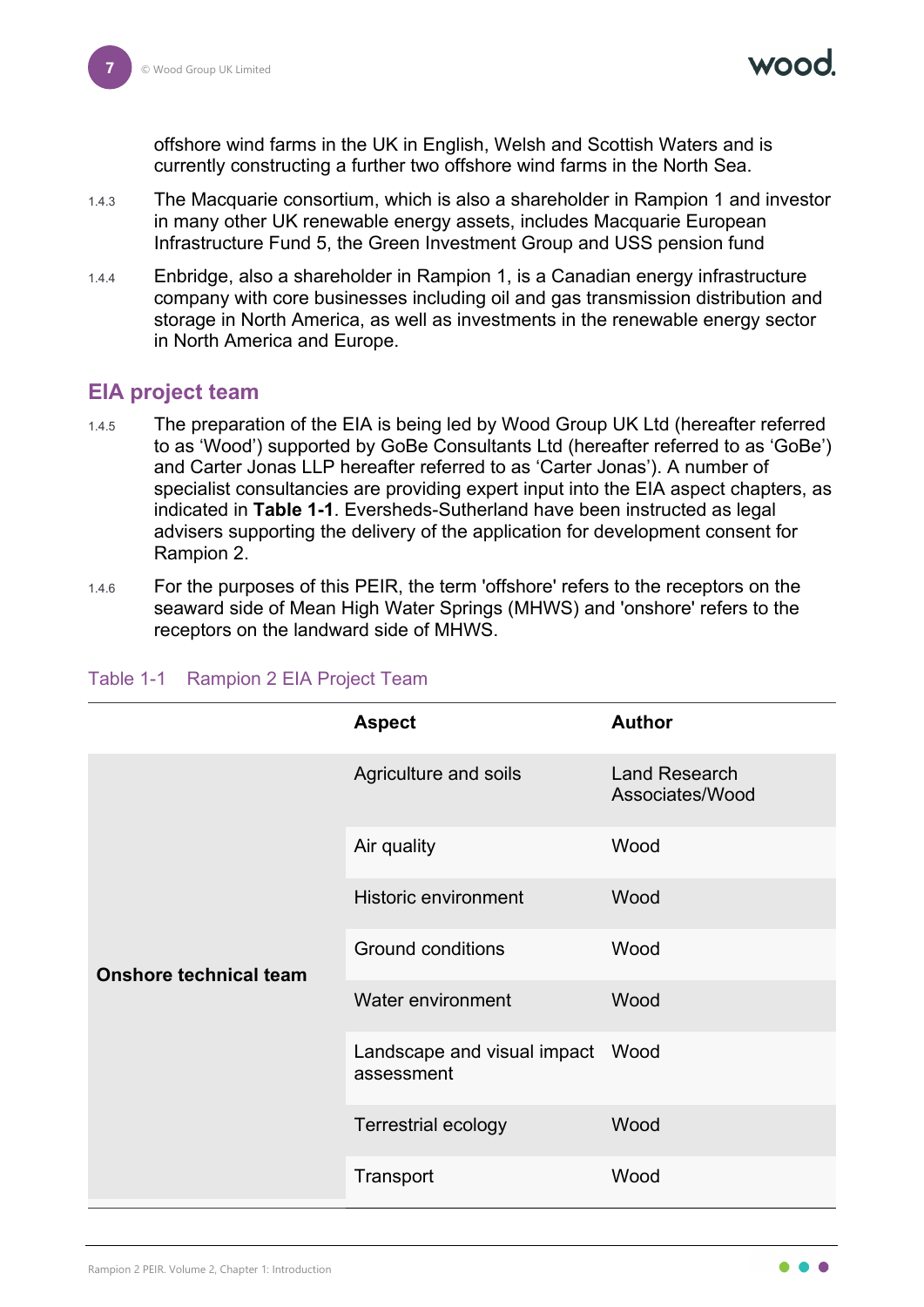offshore wind farms in the UK in English, Welsh and Scottish Waters and is currently constructing a further two offshore wind farms in the North Sea.

1.4.3 The Macquarie consortium, which is also a shareholder in Rampion 1 and investor in many other UK renewable energy assets, includes Macquarie European Infrastructure Fund 5, the Green Investment Group and USS pension fund

1.4.4 Enbridge, also a shareholder in Rampion 1, is a Canadian energy infrastructure company with core businesses including oil and gas transmission distribution and storage in North America, as well as investments in the renewable energy sector in North America and Europe.

## EIA project team

1.4.5 The preparation of the EIA is being led by Wood Group UK Ltd (hereafter referred to as 'Wood') supported by GoBe Consultants Ltd (hereafter referred to as 'GoBe') and Carter Jonas LLP hereafter referred to as 'Carter Jonas'). A number of specialist consultancies are providing expert input into the EIA aspect chapters, as indicated in **Table 1-1**. Eversheds-Sutherland have been instructed as legal advisers supporting the delivery of the application for development consent for Rampion 2.

1.4.6 For the purposes of this PEIR, the term 'offshore' refers to the receptors on the seaward side of Mean High Water Springs (MHWS) and 'onshore' refers to the receptors on the landward side of MHWS.

Table 1-1 Rampion 2 EIA Project Team

| | Aspect | Author |
|---|---|---|
| **Onshore technical team** | Agriculture and soils | Land Research Associates/Wood |
| | Air quality | Wood |
| | Historic environment | Wood |
| | Ground conditions | Wood |
| | Water environment | Wood |
| | Landscape and visual impact assessment | Wood |
| | Terrestrial ecology | Wood |
| | Transport | Wood |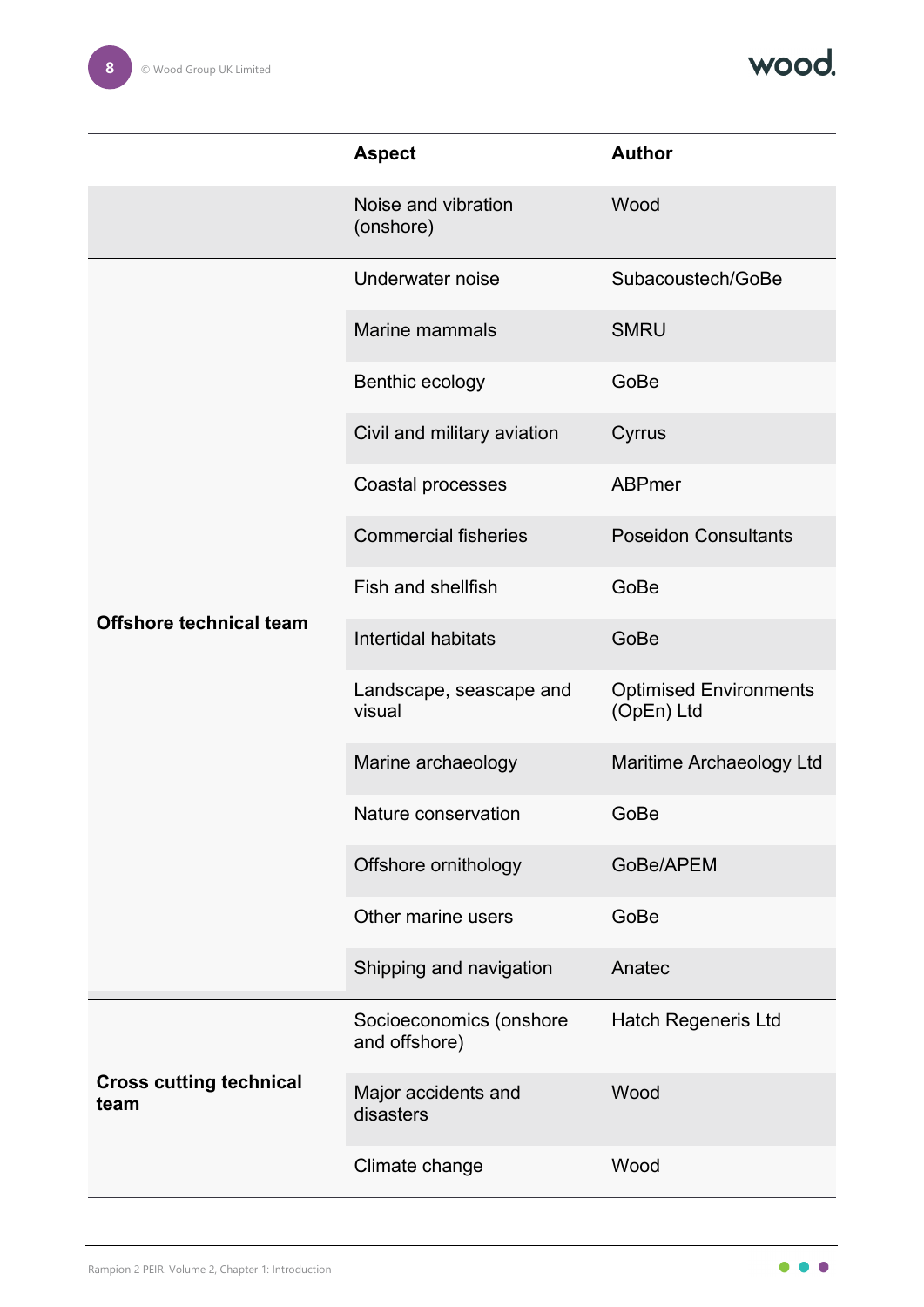| | Aspect | Author |
|---|---|---|
| | Noise and vibration (onshore) | Wood |
| **Offshore technical team** | Underwater noise | Subacoustech/GoBe |
| | Marine mammals | SMRU |
| | Benthic ecology | GoBe |
| | Civil and military aviation | Cyrrus |
| | Coastal processes | ABPmer |
| | Commercial fisheries | Poseidon Consultants |
| | Fish and shellfish | GoBe |
| | Intertidal habitats | GoBe |
| | Landscape, seascape and visual | Optimised Environments (OpEn) Ltd |
| | Marine archaeology | Maritime Archaeology Ltd |
| | Nature conservation | GoBe |
| | Offshore ornithology | GoBe/APEM |
| | Other marine users | GoBe |
| | Shipping and navigation | Anatec |
| **Cross cutting technical team** | Socioeconomics (onshore and offshore) | Hatch Regeneris Ltd |
| | Major accidents and disasters | Wood |
| | Climate change | Wood |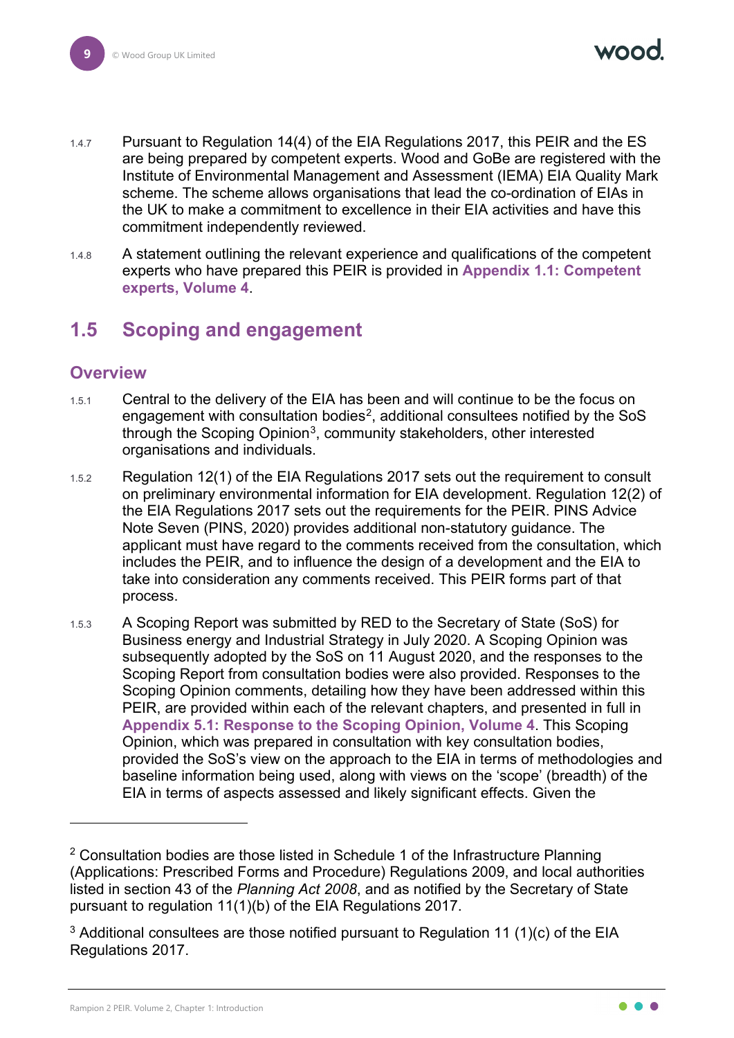1.4.7 Pursuant to Regulation 14(4) of the EIA Regulations 2017, this PEIR and the ES are being prepared by competent experts. Wood and GoBe are registered with the Institute of Environmental Management and Assessment (IEMA) EIA Quality Mark scheme. The scheme allows organisations that lead the co-ordination of EIAs in the UK to make a commitment to excellence in their EIA activities and have this commitment independently reviewed.

1.4.8 A statement outlining the relevant experience and qualifications of the competent experts who have prepared this PEIR is provided in **Appendix 1.1: Competent experts, Volume 4**.

## 1.5 Scoping and engagement

### Overview

1.5.1 Central to the delivery of the EIA has been and will continue to be the focus on engagement with consultation bodies[2], additional consultees notified by the SoS through the Scoping Opinion[3], community stakeholders, other interested organisations and individuals.

1.5.2 Regulation 12(1) of the EIA Regulations 2017 sets out the requirement to consult on preliminary environmental information for EIA development. Regulation 12(2) of the EIA Regulations 2017 sets out the requirements for the PEIR. PINS Advice Note Seven (PINS, 2020) provides additional non-statutory guidance. The applicant must have regard to the comments received from the consultation, which includes the PEIR, and to influence the design of a development and the EIA to take into consideration any comments received. This PEIR forms part of that process.

1.5.3 A Scoping Report was submitted by RED to the Secretary of State (SoS) for Business energy and Industrial Strategy in July 2020. A Scoping Opinion was subsequently adopted by the SoS on 11 August 2020, and the responses to the Scoping Report from consultation bodies were also provided. Responses to the Scoping Opinion comments, detailing how they have been addressed within this PEIR, are provided within each of the relevant chapters, and presented in full in **Appendix 5.1: Response to the Scoping Opinion, Volume 4**. This Scoping Opinion, which was prepared in consultation with key consultation bodies, provided the SoS's view on the approach to the EIA in terms of methodologies and baseline information being used, along with views on the 'scope' (breadth) of the EIA in terms of aspects assessed and likely significant effects. Given the

---

[2] Consultation bodies are those listed in Schedule 1 of the Infrastructure Planning (Applications: Prescribed Forms and Procedure) Regulations 2009, and local authorities listed in section 43 of the *Planning Act 2008*, and as notified by the Secretary of State pursuant to regulation 11(1)(b) of the EIA Regulations 2017.

[3] Additional consultees are those notified pursuant to Regulation 11 (1)(c) of the EIA Regulations 2017.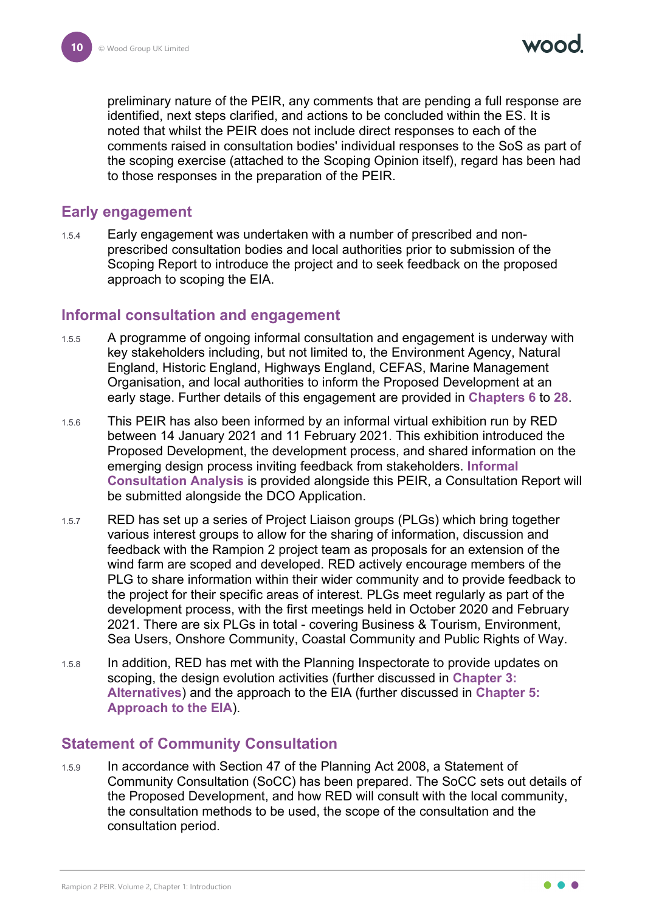preliminary nature of the PEIR, any comments that are pending a full response are identified, next steps clarified, and actions to be concluded within the ES. It is noted that whilst the PEIR does not include direct responses to each of the comments raised in consultation bodies' individual responses to the SoS as part of the scoping exercise (attached to the Scoping Opinion itself), regard has been had to those responses in the preparation of the PEIR.

## Early engagement

1.5.4 Early engagement was undertaken with a number of prescribed and non-prescribed consultation bodies and local authorities prior to submission of the Scoping Report to introduce the project and to seek feedback on the proposed approach to scoping the EIA.

## Informal consultation and engagement

1.5.5 A programme of ongoing informal consultation and engagement is underway with key stakeholders including, but not limited to, the Environment Agency, Natural England, Historic England, Highways England, CEFAS, Marine Management Organisation, and local authorities to inform the Proposed Development at an early stage. Further details of this engagement are provided in **Chapters 6** to **28**.

1.5.6 This PEIR has also been informed by an informal virtual exhibition run by RED between 14 January 2021 and 11 February 2021. This exhibition introduced the Proposed Development, the development process, and shared information on the emerging design process inviting feedback from stakeholders. **Informal Consultation Analysis** is provided alongside this PEIR, a Consultation Report will be submitted alongside the DCO Application.

1.5.7 RED has set up a series of Project Liaison groups (PLGs) which bring together various interest groups to allow for the sharing of information, discussion and feedback with the Rampion 2 project team as proposals for an extension of the wind farm are scoped and developed. RED actively encourage members of the PLG to share information within their wider community and to provide feedback to the project for their specific areas of interest. PLGs meet regularly as part of the development process, with the first meetings held in October 2020 and February 2021. There are six PLGs in total - covering Business & Tourism, Environment, Sea Users, Onshore Community, Coastal Community and Public Rights of Way.

1.5.8 In addition, RED has met with the Planning Inspectorate to provide updates on scoping, the design evolution activities (further discussed in **Chapter 3: Alternatives**) and the approach to the EIA (further discussed in **Chapter 5: Approach to the EIA**).

## Statement of Community Consultation

1.5.9 In accordance with Section 47 of the Planning Act 2008, a Statement of Community Consultation (SoCC) has been prepared. The SoCC sets out details of the Proposed Development, and how RED will consult with the local community, the consultation methods to be used, the scope of the consultation and the consultation period.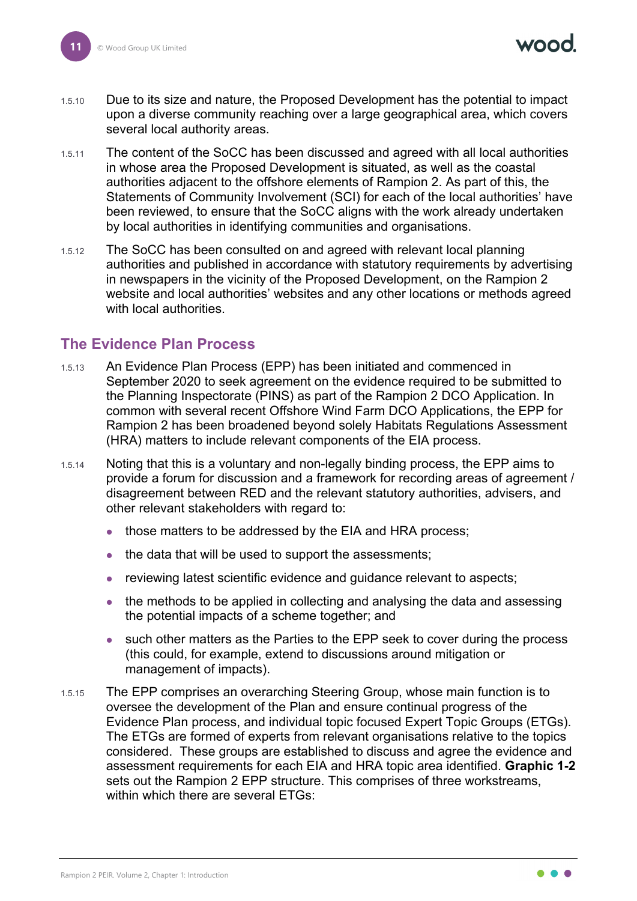1.5.10 Due to its size and nature, the Proposed Development has the potential to impact upon a diverse community reaching over a large geographical area, which covers several local authority areas.

1.5.11 The content of the SoCC has been discussed and agreed with all local authorities in whose area the Proposed Development is situated, as well as the coastal authorities adjacent to the offshore elements of Rampion 2. As part of this, the Statements of Community Involvement (SCI) for each of the local authorities' have been reviewed, to ensure that the SoCC aligns with the work already undertaken by local authorities in identifying communities and organisations.

1.5.12 The SoCC has been consulted on and agreed with relevant local planning authorities and published in accordance with statutory requirements by advertising in newspapers in the vicinity of the Proposed Development, on the Rampion 2 website and local authorities' websites and any other locations or methods agreed with local authorities.

## The Evidence Plan Process

1.5.13 An Evidence Plan Process (EPP) has been initiated and commenced in September 2020 to seek agreement on the evidence required to be submitted to the Planning Inspectorate (PINS) as part of the Rampion 2 DCO Application. In common with several recent Offshore Wind Farm DCO Applications, the EPP for Rampion 2 has been broadened beyond solely Habitats Regulations Assessment (HRA) matters to include relevant components of the EIA process.

1.5.14 Noting that this is a voluntary and non-legally binding process, the EPP aims to provide a forum for discussion and a framework for recording areas of agreement / disagreement between RED and the relevant statutory authorities, advisers, and other relevant stakeholders with regard to:

- those matters to be addressed by the EIA and HRA process;
- the data that will be used to support the assessments;
- reviewing latest scientific evidence and guidance relevant to aspects;
- the methods to be applied in collecting and analysing the data and assessing the potential impacts of a scheme together; and
- such other matters as the Parties to the EPP seek to cover during the process (this could, for example, extend to discussions around mitigation or management of impacts).

1.5.15 The EPP comprises an overarching Steering Group, whose main function is to oversee the development of the Plan and ensure continual progress of the Evidence Plan process, and individual topic focused Expert Topic Groups (ETGs). The ETGs are formed of experts from relevant organisations relative to the topics considered. These groups are established to discuss and agree the evidence and assessment requirements for each EIA and HRA topic area identified. **Graphic 1-2** sets out the Rampion 2 EPP structure. This comprises of three workstreams, within which there are several ETGs: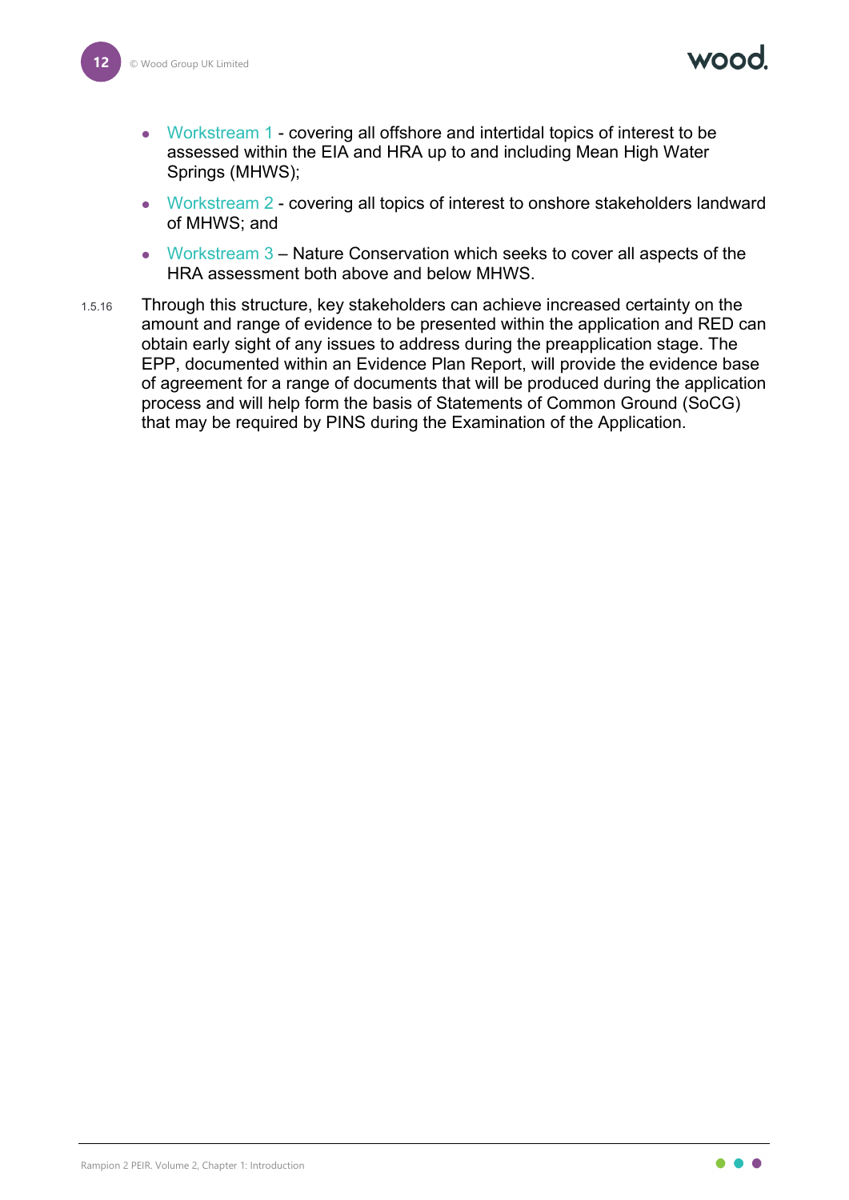- Workstream 1 - covering all offshore and intertidal topics of interest to be assessed within the EIA and HRA up to and including Mean High Water Springs (MHWS);
- Workstream 2 - covering all topics of interest to onshore stakeholders landward of MHWS; and
- Workstream 3 – Nature Conservation which seeks to cover all aspects of the HRA assessment both above and below MHWS.

1.5.16 Through this structure, key stakeholders can achieve increased certainty on the amount and range of evidence to be presented within the application and RED can obtain early sight of any issues to address during the preapplication stage. The EPP, documented within an Evidence Plan Report, will provide the evidence base of agreement for a range of documents that will be produced during the application process and will help form the basis of Statements of Common Ground (SoCG) that may be required by PINS during the Examination of the Application.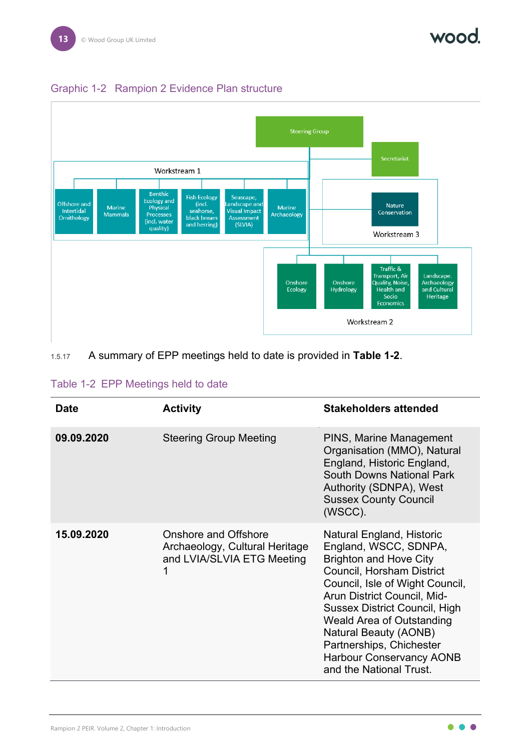Graphic 1-2 Rampion 2 Evidence Plan structure

- Steering Group
  - Secretariat
  - Workstream 1
    - Offshore and Intertidal Ornithology
    - Marine Mammals
    - Benthic Ecology and Physical Processes (incl. water quality)
    - Fish Ecology (incl. seahorse, black bream and herring)
    - Seascape, Landscape and Visual Impact Assessment (SLVIA)
    - Marine Archaeology
  - Workstream 3
    - Nature Conservation
  - Workstream 2
    - Onshore Ecology
    - Onshore Hydrology
    - Traffic & Transport, Air Quality, Noise, Health and Socio Economics
    - Landscape, Archaeology and Cultural Heritage

1.5.17 A summary of EPP meetings held to date is provided in **Table 1-2**.

Table 1-2 EPP Meetings held to date

| Date | Activity | Stakeholders attended |
|---|---|---|
| **09.09.2020** | Steering Group Meeting | PINS, Marine Management Organisation (MMO), Natural England, Historic England, South Downs National Park Authority (SDNPA), West Sussex County Council (WSCC). |
| **15.09.2020** | Onshore and Offshore Archaeology, Cultural Heritage and LVIA/SLVIA ETG Meeting 1 | Natural England, Historic England, WSCC, SDNPA, Brighton and Hove City Council, Horsham District Council, Isle of Wight Council, Arun District Council, Mid-Sussex District Council, High Weald Area of Outstanding Natural Beauty (AONB) Partnerships, Chichester Harbour Conservancy AONB and the National Trust. |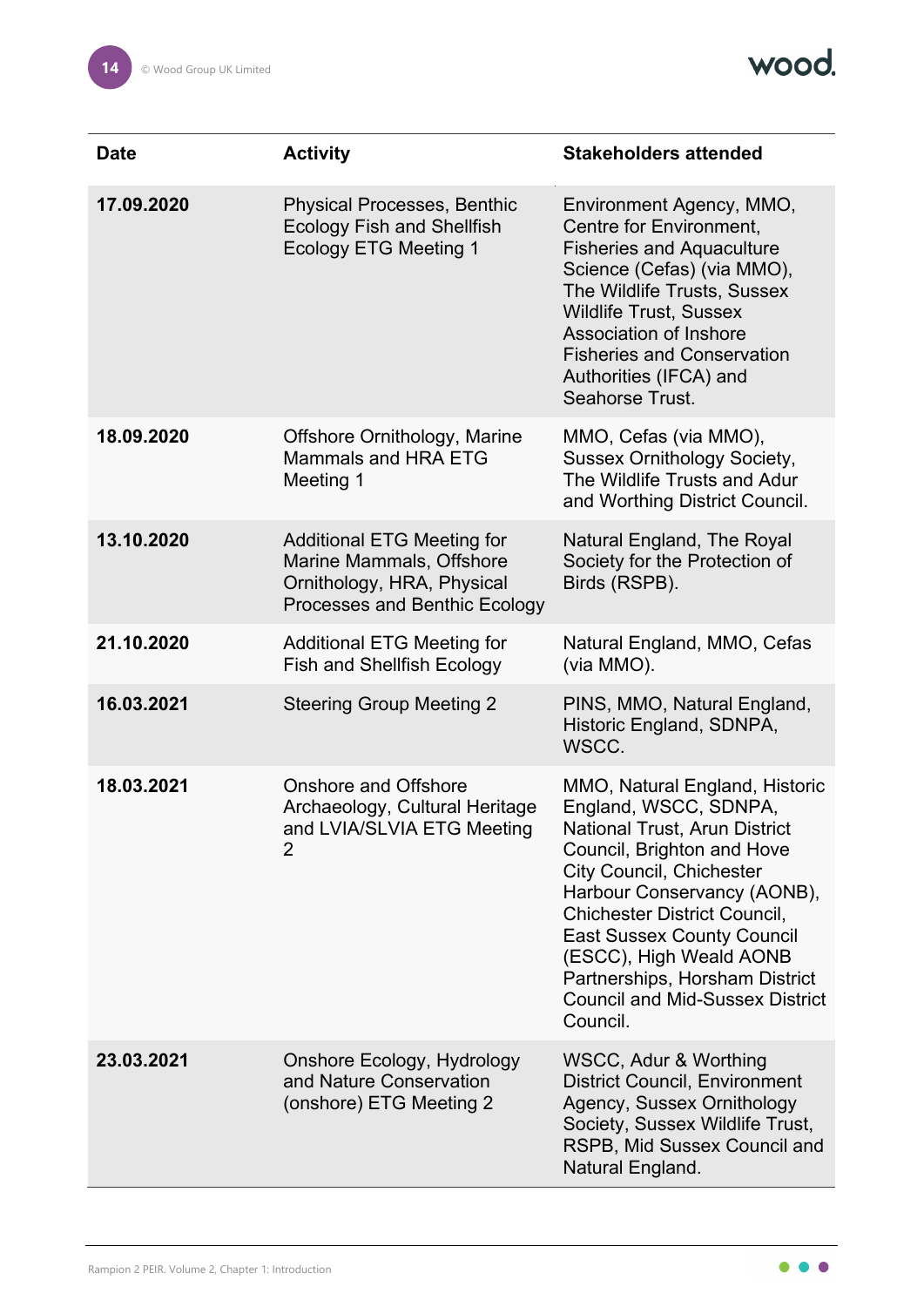| Date | Activity | Stakeholders attended |
|---|---|---|
| **17.09.2020** | Physical Processes, Benthic Ecology Fish and Shellfish Ecology ETG Meeting 1 | Environment Agency, MMO, Centre for Environment, Fisheries and Aquaculture Science (Cefas) (via MMO), The Wildlife Trusts, Sussex Wildlife Trust, Sussex Association of Inshore Fisheries and Conservation Authorities (IFCA) and Seahorse Trust. |
| **18.09.2020** | Offshore Ornithology, Marine Mammals and HRA ETG Meeting 1 | MMO, Cefas (via MMO), Sussex Ornithology Society, The Wildlife Trusts and Adur and Worthing District Council. |
| **13.10.2020** | Additional ETG Meeting for Marine Mammals, Offshore Ornithology, HRA, Physical Processes and Benthic Ecology | Natural England, The Royal Society for the Protection of Birds (RSPB). |
| **21.10.2020** | Additional ETG Meeting for Fish and Shellfish Ecology | Natural England, MMO, Cefas (via MMO). |
| **16.03.2021** | Steering Group Meeting 2 | PINS, MMO, Natural England, Historic England, SDNPA, WSCC. |
| **18.03.2021** | Onshore and Offshore Archaeology, Cultural Heritage and LVIA/SLVIA ETG Meeting 2 | MMO, Natural England, Historic England, WSCC, SDNPA, National Trust, Arun District Council, Brighton and Hove City Council, Chichester Harbour Conservancy (AONB), Chichester District Council, East Sussex County Council (ESCC), High Weald AONB Partnerships, Horsham District Council and Mid-Sussex District Council. |
| **23.03.2021** | Onshore Ecology, Hydrology and Nature Conservation (onshore) ETG Meeting 2 | WSCC, Adur & Worthing District Council, Environment Agency, Sussex Ornithology Society, Sussex Wildlife Trust, RSPB, Mid Sussex Council and Natural England. |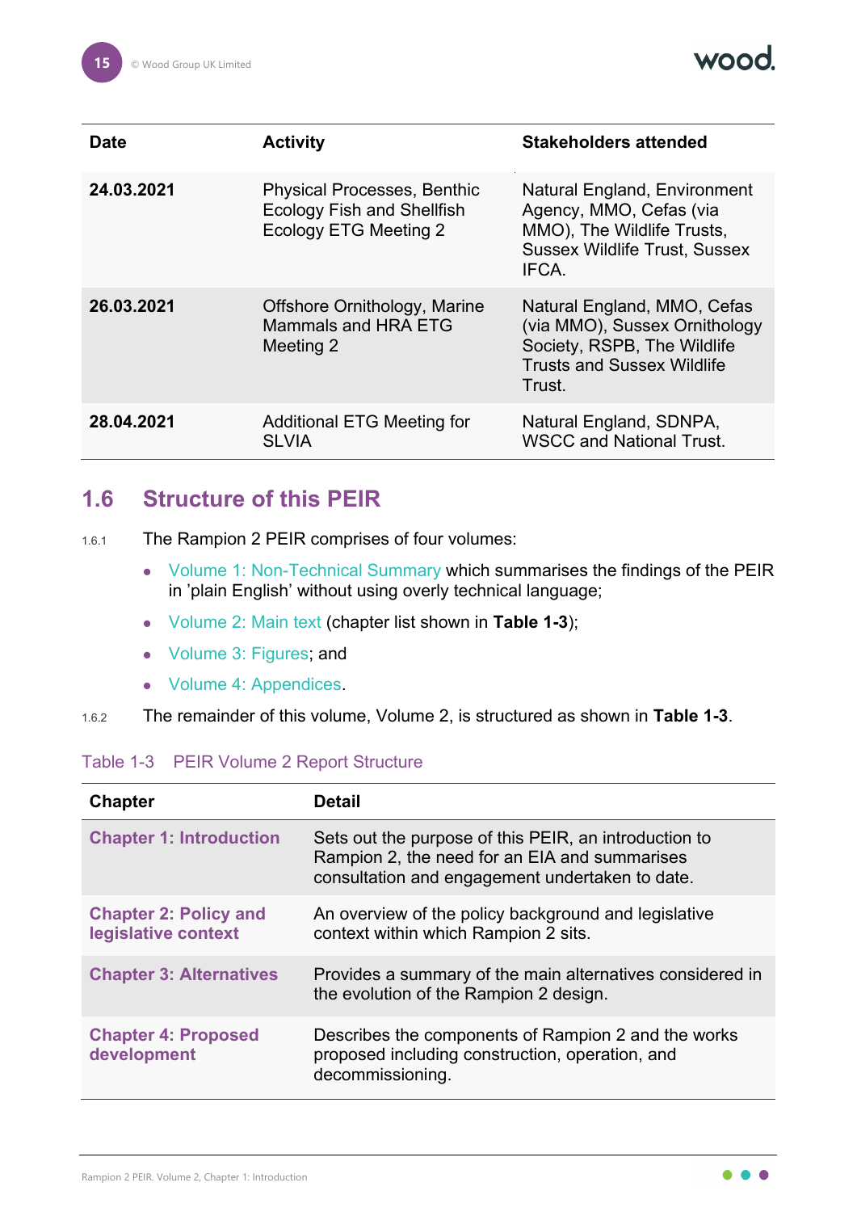| Date | Activity | Stakeholders attended |
|---|---|---|
| **24.03.2021** | Physical Processes, Benthic Ecology Fish and Shellfish Ecology ETG Meeting 2 | Natural England, Environment Agency, MMO, Cefas (via MMO), The Wildlife Trusts, Sussex Wildlife Trust, Sussex IFCA. |
| **26.03.2021** | Offshore Ornithology, Marine Mammals and HRA ETG Meeting 2 | Natural England, MMO, Cefas (via MMO), Sussex Ornithology Society, RSPB, The Wildlife Trusts and Sussex Wildlife Trust. |
| **28.04.2021** | Additional ETG Meeting for SLVIA | Natural England, SDNPA, WSCC and National Trust. |

## 1.6 Structure of this PEIR

1.6.1 The Rampion 2 PEIR comprises of four volumes:

- Volume 1: Non-Technical Summary which summarises the findings of the PEIR in 'plain English' without using overly technical language;
- Volume 2: Main text (chapter list shown in **Table 1-3**);
- Volume 3: Figures; and
- Volume 4: Appendices.

1.6.2 The remainder of this volume, Volume 2, is structured as shown in **Table 1-3**.

Table 1-3 PEIR Volume 2 Report Structure

| Chapter | Detail |
|---|---|
| **Chapter 1: Introduction** | Sets out the purpose of this PEIR, an introduction to Rampion 2, the need for an EIA and summarises consultation and engagement undertaken to date. |
| **Chapter 2: Policy and legislative context** | An overview of the policy background and legislative context within which Rampion 2 sits. |
| **Chapter 3: Alternatives** | Provides a summary of the main alternatives considered in the evolution of the Rampion 2 design. |
| **Chapter 4: Proposed development** | Describes the components of Rampion 2 and the works proposed including construction, operation, and decommissioning. |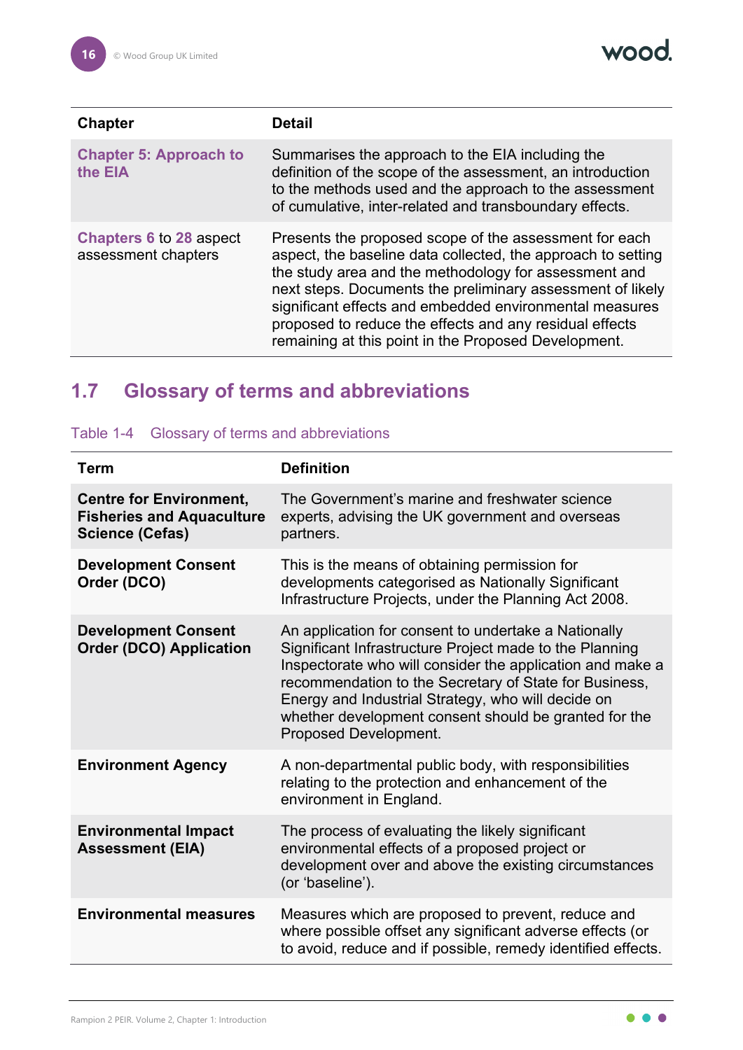| Chapter | Detail |
| --- | --- |
| **Chapter 5: Approach to the EIA** | Summarises the approach to the EIA including the definition of the scope of the assessment, an introduction to the methods used and the approach to the assessment of cumulative, inter-related and transboundary effects. |
| **Chapters 6** to **28** aspect assessment chapters | Presents the proposed scope of the assessment for each aspect, the baseline data collected, the approach to setting the study area and the methodology for assessment and next steps. Documents the preliminary assessment of likely significant effects and embedded environmental measures proposed to reduce the effects and any residual effects remaining at this point in the Proposed Development. |

## 1.7 Glossary of terms and abbreviations

Table 1-4 Glossary of terms and abbreviations

| Term | Definition |
| --- | --- |
| **Centre for Environment, Fisheries and Aquaculture Science (Cefas)** | The Government's marine and freshwater science experts, advising the UK government and overseas partners. |
| **Development Consent Order (DCO)** | This is the means of obtaining permission for developments categorised as Nationally Significant Infrastructure Projects, under the Planning Act 2008. |
| **Development Consent Order (DCO) Application** | An application for consent to undertake a Nationally Significant Infrastructure Project made to the Planning Inspectorate who will consider the application and make a recommendation to the Secretary of State for Business, Energy and Industrial Strategy, who will decide on whether development consent should be granted for the Proposed Development. |
| **Environment Agency** | A non-departmental public body, with responsibilities relating to the protection and enhancement of the environment in England. |
| **Environmental Impact Assessment (EIA)** | The process of evaluating the likely significant environmental effects of a proposed project or development over and above the existing circumstances (or 'baseline'). |
| **Environmental measures** | Measures which are proposed to prevent, reduce and where possible offset any significant adverse effects (or to avoid, reduce and if possible, remedy identified effects. |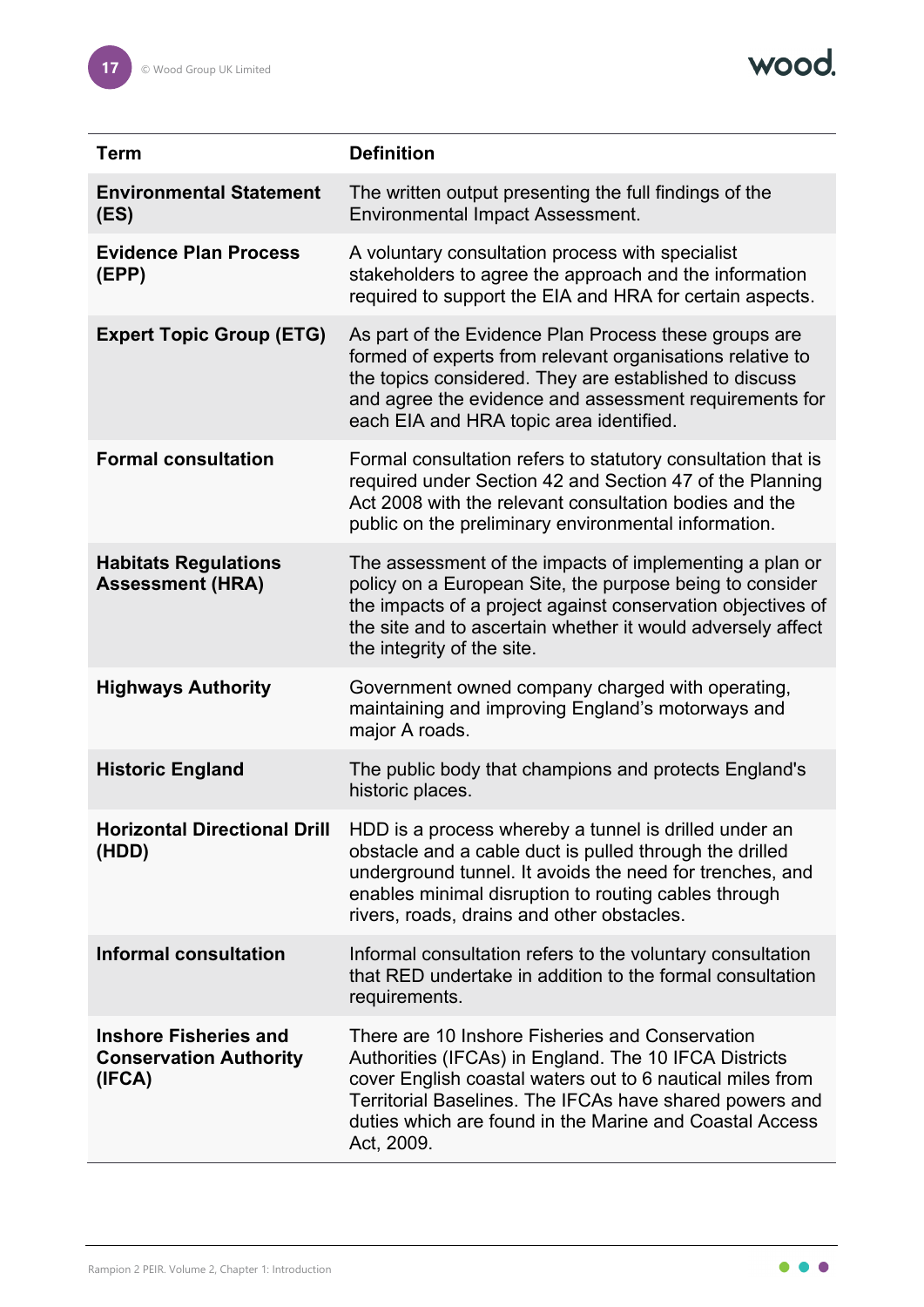| Term | Definition |
|---|---|
| **Environmental Statement (ES)** | The written output presenting the full findings of the Environmental Impact Assessment. |
| **Evidence Plan Process (EPP)** | A voluntary consultation process with specialist stakeholders to agree the approach and the information required to support the EIA and HRA for certain aspects. |
| **Expert Topic Group (ETG)** | As part of the Evidence Plan Process these groups are formed of experts from relevant organisations relative to the topics considered. They are established to discuss and agree the evidence and assessment requirements for each EIA and HRA topic area identified. |
| **Formal consultation** | Formal consultation refers to statutory consultation that is required under Section 42 and Section 47 of the Planning Act 2008 with the relevant consultation bodies and the public on the preliminary environmental information. |
| **Habitats Regulations Assessment (HRA)** | The assessment of the impacts of implementing a plan or policy on a European Site, the purpose being to consider the impacts of a project against conservation objectives of the site and to ascertain whether it would adversely affect the integrity of the site. |
| **Highways Authority** | Government owned company charged with operating, maintaining and improving England's motorways and major A roads. |
| **Historic England** | The public body that champions and protects England's historic places. |
| **Horizontal Directional Drill (HDD)** | HDD is a process whereby a tunnel is drilled under an obstacle and a cable duct is pulled through the drilled underground tunnel. It avoids the need for trenches, and enables minimal disruption to routing cables through rivers, roads, drains and other obstacles. |
| **Informal consultation** | Informal consultation refers to the voluntary consultation that RED undertake in addition to the formal consultation requirements. |
| **Inshore Fisheries and Conservation Authority (IFCA)** | There are 10 Inshore Fisheries and Conservation Authorities (IFCAs) in England. The 10 IFCA Districts cover English coastal waters out to 6 nautical miles from Territorial Baselines. The IFCAs have shared powers and duties which are found in the Marine and Coastal Access Act, 2009. |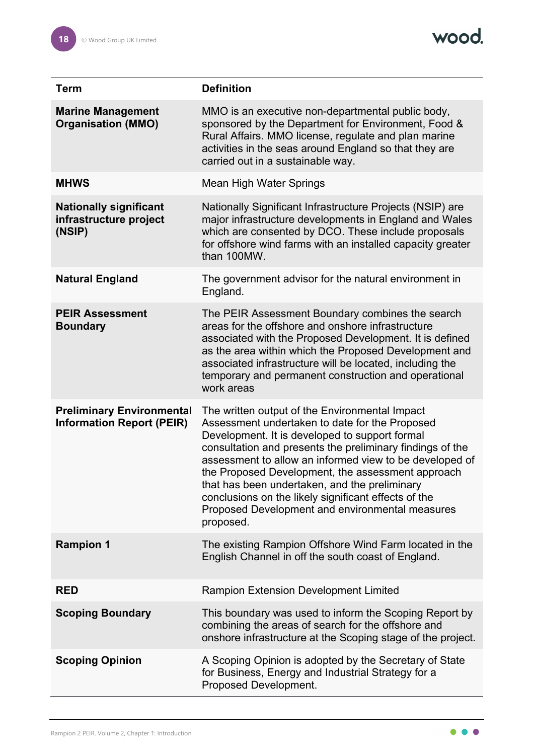| Term | Definition |
| --- | --- |
| **Marine Management Organisation (MMO)** | MMO is an executive non-departmental public body, sponsored by the Department for Environment, Food & Rural Affairs. MMO license, regulate and plan marine activities in the seas around England so that they are carried out in a sustainable way. |
| **MHWS** | Mean High Water Springs |
| **Nationally significant infrastructure project (NSIP)** | Nationally Significant Infrastructure Projects (NSIP) are major infrastructure developments in England and Wales which are consented by DCO. These include proposals for offshore wind farms with an installed capacity greater than 100MW. |
| **Natural England** | The government advisor for the natural environment in England. |
| **PEIR Assessment Boundary** | The PEIR Assessment Boundary combines the search areas for the offshore and onshore infrastructure associated with the Proposed Development. It is defined as the area within which the Proposed Development and associated infrastructure will be located, including the temporary and permanent construction and operational work areas |
| **Preliminary Environmental Information Report (PEIR)** | The written output of the Environmental Impact Assessment undertaken to date for the Proposed Development. It is developed to support formal consultation and presents the preliminary findings of the assessment to allow an informed view to be developed of the Proposed Development, the assessment approach that has been undertaken, and the preliminary conclusions on the likely significant effects of the Proposed Development and environmental measures proposed. |
| **Rampion 1** | The existing Rampion Offshore Wind Farm located in the English Channel in off the south coast of England. |
| **RED** | Rampion Extension Development Limited |
| **Scoping Boundary** | This boundary was used to inform the Scoping Report by combining the areas of search for the offshore and onshore infrastructure at the Scoping stage of the project. |
| **Scoping Opinion** | A Scoping Opinion is adopted by the Secretary of State for Business, Energy and Industrial Strategy for a Proposed Development. |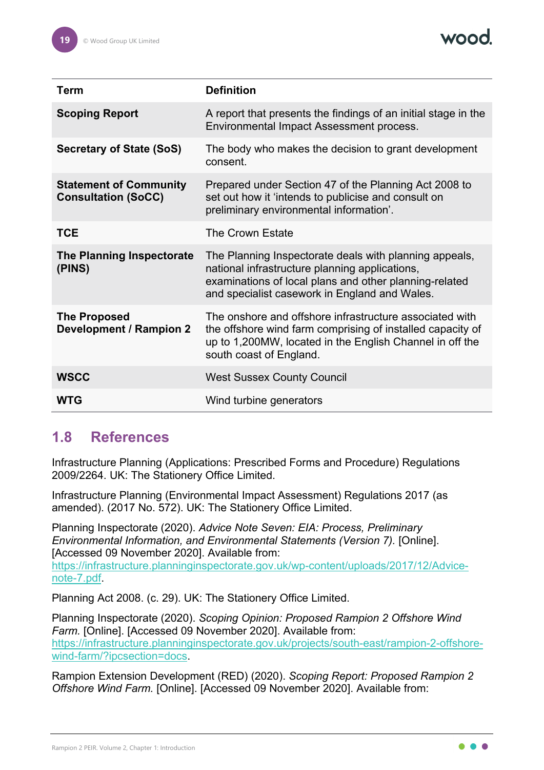| Term | Definition |
| --- | --- |
| **Scoping Report** | A report that presents the findings of an initial stage in the Environmental Impact Assessment process. |
| **Secretary of State (SoS)** | The body who makes the decision to grant development consent. |
| **Statement of Community Consultation (SoCC)** | Prepared under Section 47 of the Planning Act 2008 to set out how it 'intends to publicise and consult on preliminary environmental information'. |
| **TCE** | The Crown Estate |
| **The Planning Inspectorate (PINS)** | The Planning Inspectorate deals with planning appeals, national infrastructure planning applications, examinations of local plans and other planning-related and specialist casework in England and Wales. |
| **The Proposed Development / Rampion 2** | The onshore and offshore infrastructure associated with the offshore wind farm comprising of installed capacity of up to 1,200MW, located in the English Channel in off the south coast of England. |
| **WSCC** | West Sussex County Council |
| **WTG** | Wind turbine generators |

## 1.8 References

Infrastructure Planning (Applications: Prescribed Forms and Procedure) Regulations 2009/2264. UK: The Stationery Office Limited.

Infrastructure Planning (Environmental Impact Assessment) Regulations 2017 (as amended). (2017 No. 572). UK: The Stationery Office Limited.

Planning Inspectorate (2020). *Advice Note Seven: EIA: Process, Preliminary Environmental Information, and Environmental Statements (Version 7).* [Online]. [Accessed 09 November 2020]. Available from: https://infrastructure.planninginspectorate.gov.uk/wp-content/uploads/2017/12/Advice-note-7.pdf.

Planning Act 2008. (c. 29). UK: The Stationery Office Limited.

Planning Inspectorate (2020). *Scoping Opinion: Proposed Rampion 2 Offshore Wind Farm.* [Online]. [Accessed 09 November 2020]. Available from: https://infrastructure.planninginspectorate.gov.uk/projects/south-east/rampion-2-offshore-wind-farm/?ipcsection=docs.

Rampion Extension Development (RED) (2020). *Scoping Report: Proposed Rampion 2 Offshore Wind Farm.* [Online]. [Accessed 09 November 2020]. Available from: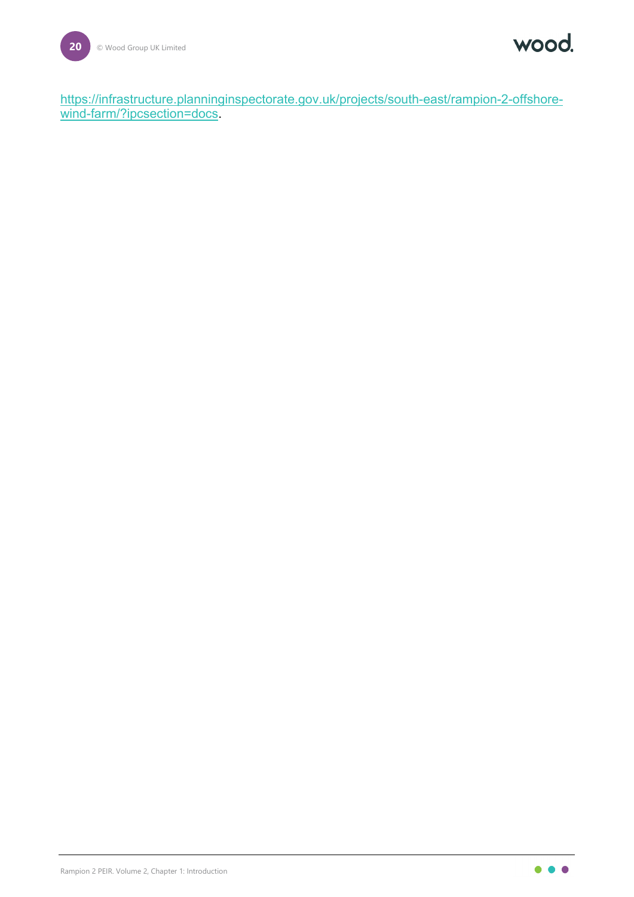https://infrastructure.planninginspectorate.gov.uk/projects/south-east/rampion-2-offshore-wind-farm/?ipcsection=docs.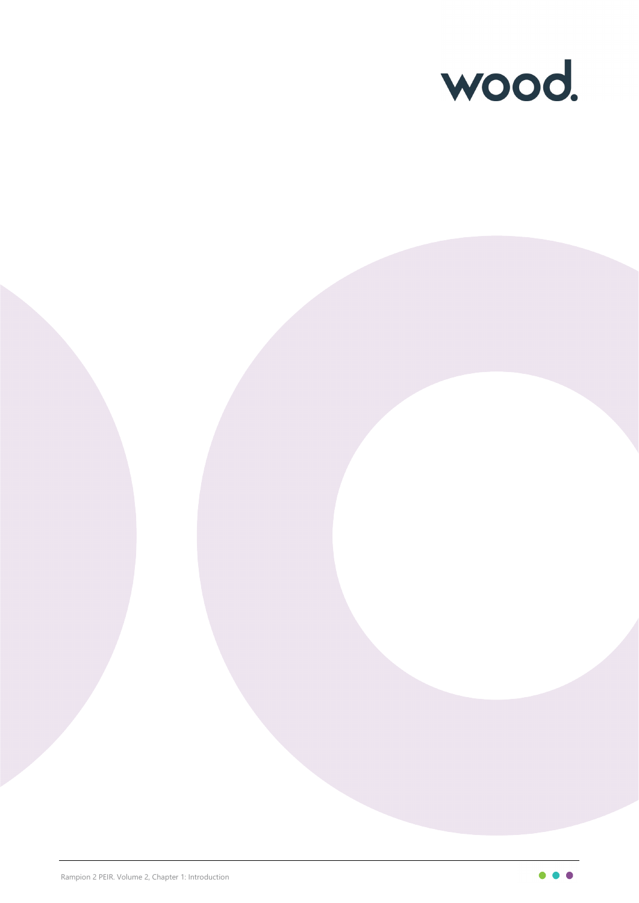wood.